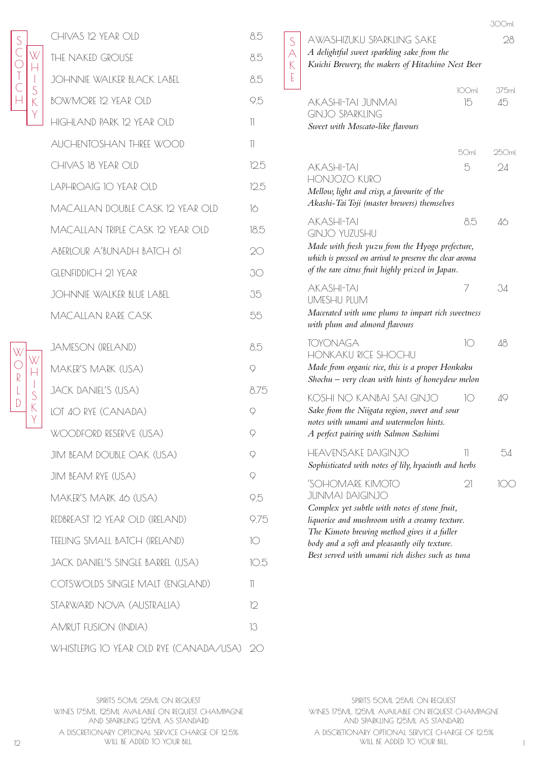## SCOTCH WHISKY

| | |
|---|---|
| CHIVAS 12 YEAR OLD | 8.5 |
| THE NAKED GROUSE | 8.5 |
| JOHNNIE WALKER BLACK LABEL | 8.5 |
| BOWMORE 12 YEAR OLD | 9.5 |
| HIGHLAND PARK 12 YEAR OLD | 11 |
| AUCHENTOSHAN THREE WOOD | 11 |
| CHIVAS 18 YEAR OLD | 12.5 |
| LAPHROAIG 10 YEAR OLD | 12.5 |
| MACALLAN DOUBLE CASK 12 YEAR OLD | 16 |
| MACALLAN TRIPLE CASK 12 YEAR OLD | 18.5 |
| ABERLOUR A'BUNADH BATCH 61 | 20 |
| GLENFIDDICH 21 YEAR | 30 |
| JOHNNIE WALKER BLUE LABEL | 35 |
| MACALLAN RARE CASK | 55 |

## WORLD WHISKY

| | |
|---|---|
| JAMESON (IRELAND) | 8.5 |
| MAKER'S MARK (USA) | 9 |
| JACK DANIEL'S (USA) | 8.75 |
| LOT 40 RYE (CANADA) | 9 |
| WOODFORD RESERVE (USA) | 9 |
| JIM BEAM DOUBLE OAK (USA) | 9 |
| JIM BEAM RYE (USA) | 9 |
| MAKER'S MARK 46 (USA) | 9.5 |
| REDBREAST 12 YEAR OLD (IRELAND) | 9.75 |
| TEELING SMALL BATCH (IRELAND) | 10 |
| JACK DANIEL'S SINGLE BARREL (USA) | 10.5 |
| COTSWOLDS SINGLE MALT (ENGLAND) | 11 |
| STARWARD NOVA (AUSTRALIA) | 12 |
| AMRUT FUSION (INDIA) | 13 |
| WHISTLEPIG 10 YEAR OLD RYE (CANADA/USA) | 20 |

SPIRITS 50ML 25ML ON REQUEST
WINES 175ML, 125ML AVAILABLE ON REQUEST. CHAMPAGNE AND SPARKLING 125ML AS STANDARD.
A DISCRETIONARY OPTIONAL SERVICE CHARGE OF 12.5% WILL BE ADDED TO YOUR BILL.

## SAKE

| | | 300ml |
|---|---|---|
| AWASHIZUKU SPARKLING SAKE<br>*A delightful sweet sparkling sake from the Kuichi Brewery, the makers of Hitachino Nest Beer* | | 28 |

| | 100ml | 375ml |
|---|---|---|
| AKASHI-TAI JUNMAI GINJO SPARKLING<br>*Sweet with Moscato-like flavours* | 15 | 45 |

| | 50ml | 250ml |
|---|---|---|
| AKASHI-TAI HONJOZO KURO<br>*Mellow, light and crisp, a favourite of the Akashi-Tai Toji (master brewers) themselves* | 5 | 24 |
| AKASHI-TAI GINJO YUZUSHU<br>*Made with fresh yuzu from the Hyogo prefecture, which is pressed on arrival to preserve the clear aroma of the rare citrus fruit highly prized in Japan.* | 8.5 | 46 |
| AKASHI-TAI UMESHU PLUM<br>*Macerated with ume plums to impart rich sweetness with plum and almond flavours* | 7 | 34 |
| TOYONAGA HONKAKU RICE SHOCHU<br>*Made from organic rice, this is a proper Honkaku Shochu – very clean with hints of honeydew melon* | 10 | 48 |
| KOSHI NO KANBAI SAI GINJO<br>*Sake from the Niigata region, sweet and sour notes with umami and watermelon hints. A perfect pairing with Salmon Sashimi* | 10 | 49 |
| HEAVENSAKE DAIGINJO<br>*Sophisticated with notes of lily, hyacinth and herbs* | 11 | 54 |
| 'SOHOMARE KIMOTO JUNMAI DAIGINJO<br>*Complex yet subtle with notes of stone fruit, liquorice and mushroom with a creamy texture. The Kimoto brewing method gives it a fuller body and a soft and pleasantly oily texture. Best served with umami rich dishes such as tuna* | 21 | 100 |

SPIRITS 50ML 25ML ON REQUEST
WINES 175ML, 125ML AVAILABLE ON REQUEST. CHAMPAGNE AND SPARKLING 125ML AS STANDARD.
A DISCRETIONARY OPTIONAL SERVICE CHARGE OF 12.5% WILL BE ADDED TO YOUR BILL.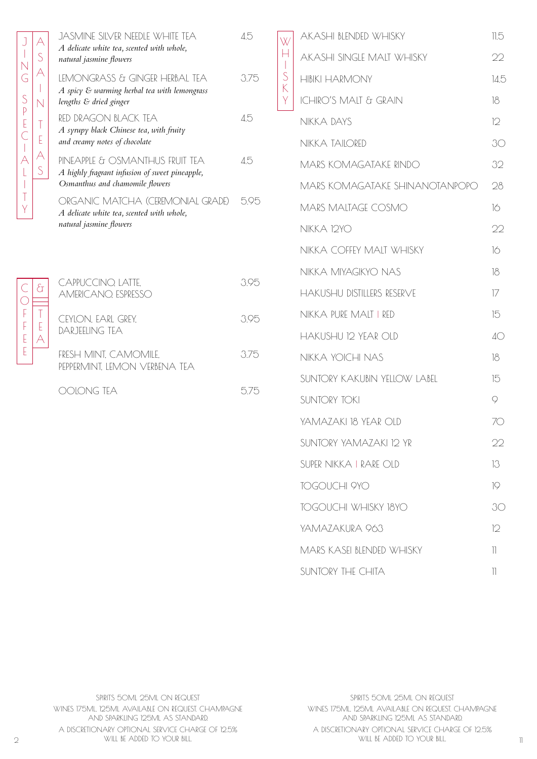## JING SPECIALITY ASAIN TEAS

| | |
|---|---|
| JASMINE SILVER NEEDLE WHITE TEA<br>*A delicate white tea, scented with whole, natural jasmine flowers* | 4.5 |
| LEMONGRASS & GINGER HERBAL TEA<br>*A spicy & warming herbal tea with lemongrass lengths & dried ginger* | 3.75 |
| RED DRAGON BLACK TEA<br>*A syrupy black Chinese tea, with fruity and creamy notes of chocolate* | 4.5 |
| PINEAPPLE & OSMANTHUS FRUIT TEA<br>*A highly fragrant infusion of sweet pineapple, Osmanthus and chamomile flowers* | 4.5 |
| ORGANIC MATCHA (CEREMONIAL GRADE)<br>*A delicate white tea, scented with whole, natural jasmine flowers* | 5.95 |

## COFFEE & TEA

| | |
|---|---|
| CAPPUCCINO, LATTE, AMERICANO, ESPRESSO | 3.95 |
| CEYLON, EARL GREY, DARJEELING TEA | 3.95 |
| FRESH MINT, CAMOMILE, PEPPERMINT, LEMON VERBENA TEA | 3.75 |
| OOLONG TEA | 5.75 |

SPIRITS 50ML 25ML ON REQUEST
WINES 175ML, 125ML AVAILABLE ON REQUEST. CHAMPAGNE AND SPARKLING 125ML AS STANDARD.
A DISCRETIONARY OPTIONAL SERVICE CHARGE OF 12.5% WILL BE ADDED TO YOUR BILL.

## WHISKY

| | |
|---|---|
| AKASHI BLENDED WHISKY | 11.5 |
| AKASHI SINGLE MALT WHISKY | 22 |
| HIBIKI HARMONY | 14.5 |
| ICHIRO'S MALT & GRAIN | 18 |
| NIKKA DAYS | 12 |
| NIKKA TAILORED | 30 |
| MARS KOMAGATAKE RINDO | 32 |
| MARS KOMAGATAKE SHINANOTANPOPO | 28 |
| MARS MALTAGE COSMO | 16 |
| NIKKA 12YO | 22 |
| NIKKA COFFEY MALT WHISKY | 16 |
| NIKKA MIYAGIKYO NAS | 18 |
| HAKUSHU DISTILLERS RESERVE | 17 |
| NIKKA PURE MALT \| RED | 15 |
| HAKUSHU 12 YEAR OLD | 40 |
| NIKKA YOICHI NAS | 18 |
| SUNTORY KAKUBIN YELLOW LABEL | 15 |
| SUNTORY TOKI | 9 |
| YAMAZAKI 18 YEAR OLD | 70 |
| SUNTORY YAMAZAKI 12 YR | 22 |
| SUPER NIKKA \| RARE OLD | 13 |
| TOGOUCHI 9YO | 19 |
| TOGOUCHI WHISKY 18YO | 30 |
| YAMAZAKURA 963 | 12 |
| MARS KASEI BLENDED WHISKY | 11 |
| SUNTORY THE CHITA | 11 |

SPIRITS 50ML 25ML ON REQUEST
WINES 175ML, 125ML AVAILABLE ON REQUEST. CHAMPAGNE AND SPARKLING 125ML AS STANDARD.
A DISCRETIONARY OPTIONAL SERVICE CHARGE OF 12.5% WILL BE ADDED TO YOUR BILL.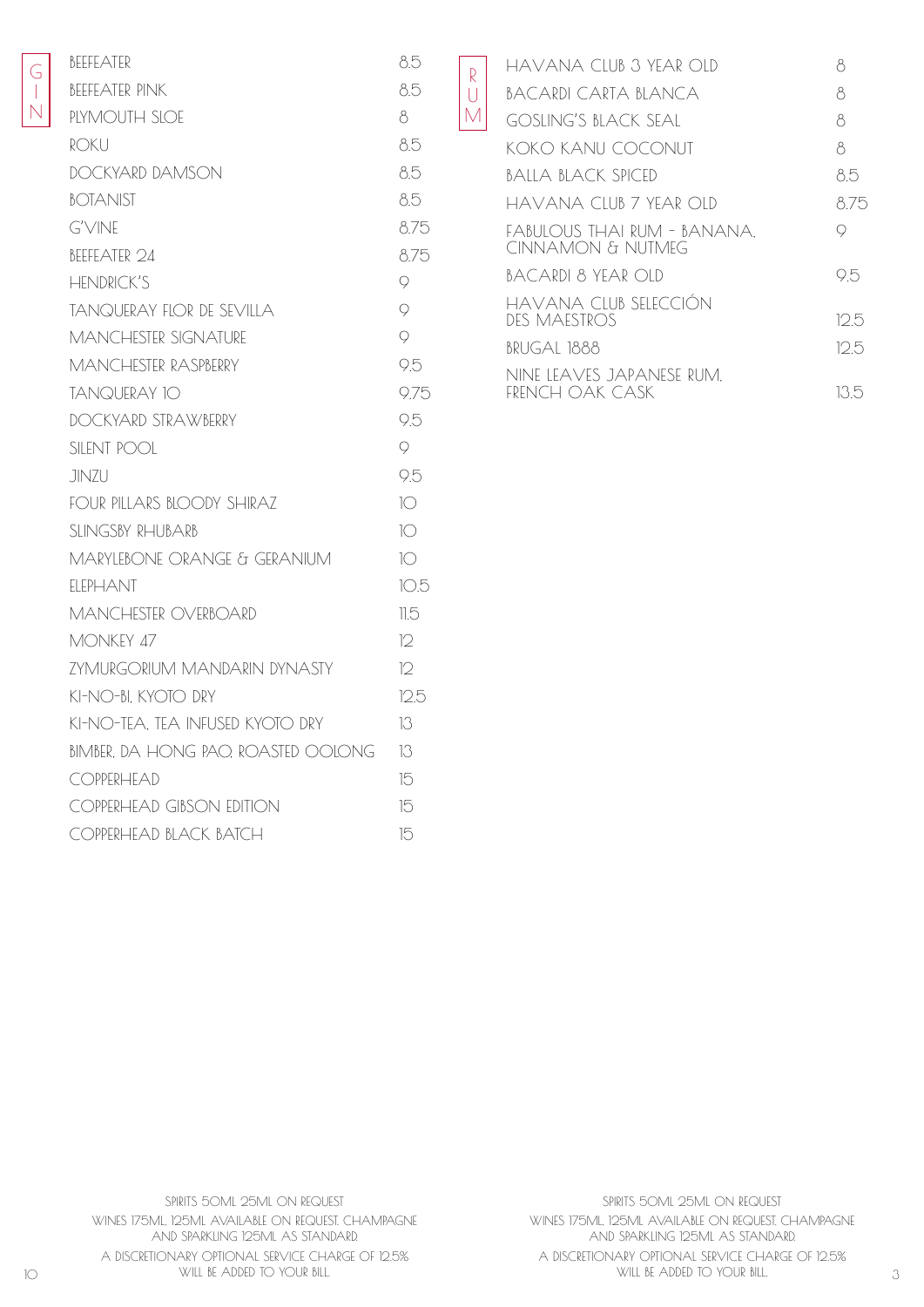## GIN

| | |
|---|---|
| BEEFEATER | 8.5 |
| BEEFEATER PINK | 8.5 |
| PLYMOUTH SLOE | 8 |
| ROKU | 8.5 |
| DOCKYARD DAMSON | 8.5 |
| BOTANIST | 8.5 |
| G'VINE | 8.75 |
| BEEFEATER 24 | 8.75 |
| HENDRICK'S | 9 |
| TANQUERAY FLOR DE SEVILLA | 9 |
| MANCHESTER SIGNATURE | 9 |
| MANCHESTER RASPBERRY | 9.5 |
| TANQUERAY 10 | 9.75 |
| DOCKYARD STRAWBERRY | 9.5 |
| SILENT POOL | 9 |
| JINZU | 9.5 |
| FOUR PILLARS BLOODY SHIRAZ | 10 |
| SLINGSBY RHUBARB | 10 |
| MARYLEBONE ORANGE & GERANIUM | 10 |
| ELEPHANT | 10.5 |
| MANCHESTER OVERBOARD | 11.5 |
| MONKEY 47 | 12 |
| ZYMURGORIUM MANDARIN DYNASTY | 12 |
| KI-NO-BI, KYOTO DRY | 12.5 |
| KI-NO-TEA, TEA INFUSED KYOTO DRY | 13 |
| BIMBER, DA HONG PAO, ROASTED OOLONG | 13 |
| COPPERHEAD | 15 |
| COPPERHEAD GIBSON EDITION | 15 |
| COPPERHEAD BLACK BATCH | 15 |

SPIRITS 50ML 25ML ON REQUEST
WINES 175ML, 125ML AVAILABLE ON REQUEST. CHAMPAGNE AND SPARKLING 125ML AS STANDARD.
A DISCRETIONARY OPTIONAL SERVICE CHARGE OF 12.5% WILL BE ADDED TO YOUR BILL.

## RUM

| | |
|---|---|
| HAVANA CLUB 3 YEAR OLD | 8 |
| BACARDI CARTA BLANCA | 8 |
| GOSLING'S BLACK SEAL | 8 |
| KOKO KANU COCONUT | 8 |
| BALLA BLACK SPICED | 8.5 |
| HAVANA CLUB 7 YEAR OLD | 8.75 |
| FABULOUS THAI RUM - BANANA, CINNAMON & NUTMEG | 9 |
| BACARDI 8 YEAR OLD | 9.5 |
| HAVANA CLUB SELECCIÓN DES MAESTROS | 12.5 |
| BRUGAL 1888 | 12.5 |
| NINE LEAVES JAPANESE RUM, FRENCH OAK CASK | 13.5 |

SPIRITS 50ML 25ML ON REQUEST
WINES 175ML, 125ML AVAILABLE ON REQUEST. CHAMPAGNE AND SPARKLING 125ML AS STANDARD.
A DISCRETIONARY OPTIONAL SERVICE CHARGE OF 12.5% WILL BE ADDED TO YOUR BILL.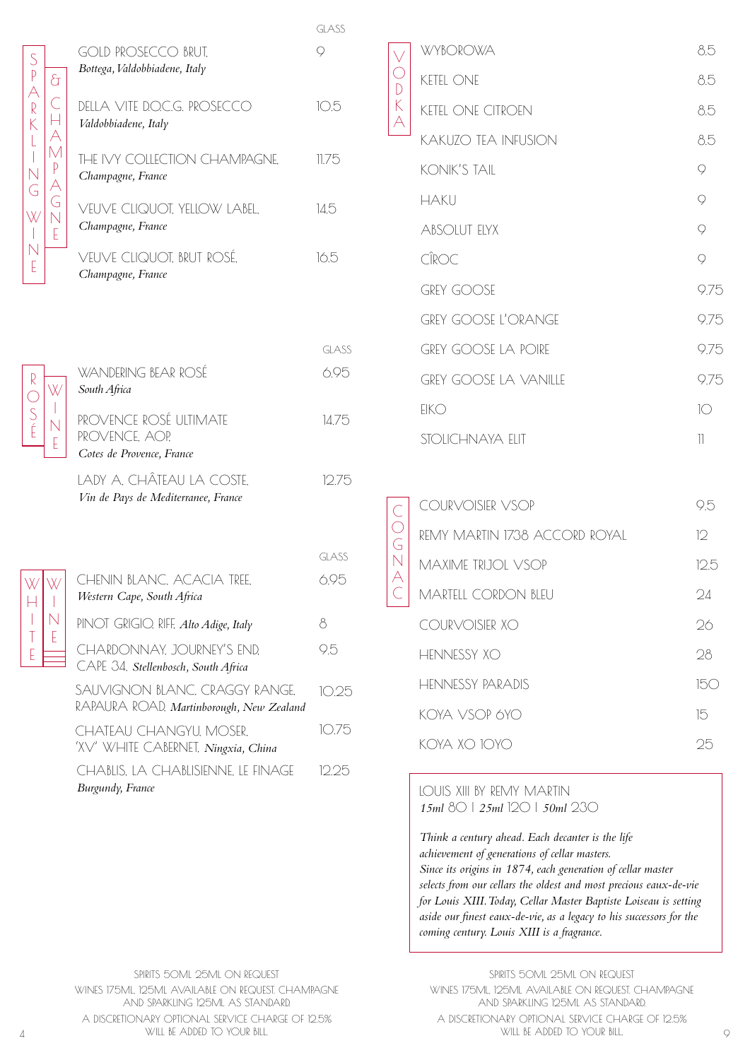## SPARKLING WINE & CHAMPAGNE

| | GLASS |
|---|---|
| GOLD PROSECCO BRUT, *Bottega, Valdobbiadene, Italy* | 9 |
| DELLA VITE D.O.C.G. PROSECCO *Valdobbiadene, Italy* | 10.5 |
| THE IVY COLLECTION CHAMPAGNE, *Champagne, France* | 11.75 |
| VEUVE CLIQUOT, YELLOW LABEL, *Champagne, France* | 14.5 |
| VEUVE CLIQUOT, BRUT ROSÉ, *Champagne, France* | 16.5 |

## ROSÉ WINE

| | GLASS |
|---|---|
| WANDERING BEAR ROSÉ *South Africa* | 6.95 |
| PROVENCE ROSÉ ULTIMATE PROVENCE, AOP, *Cotes de Provence, France* | 14.75 |
| LADY A, CHÂTEAU LA COSTE, *Vin de Pays de Mediterranee, France* | 12.75 |

## WHITE WINE

| | GLASS |
|---|---|
| CHENIN BLANC, ACACIA TREE, *Western Cape, South Africa* | 6.95 |
| PINOT GRIGIO, RIFF, *Alto Adige, Italy* | 8 |
| CHARDONNAY, JOURNEY'S END, CAPE 34, *Stellenbosch, South Africa* | 9.5 |
| SAUVIGNON BLANC, CRAGGY RANGE, RAPAURA ROAD, *Martinborough, New Zealand* | 10.25 |
| CHATEAU CHANGYU, MOSER, 'XV' WHITE CABERNET, *Ningxia, China* | 10.75 |
| CHABLIS, LA CHABLISIENNE, LE FINAGE *Burgundy, France* | 12.25 |

SPIRITS 50ML 25ML ON REQUEST
WINES 175ML, 125ML AVAILABLE ON REQUEST. CHAMPAGNE AND SPARKLING 125ML AS STANDARD.
A DISCRETIONARY OPTIONAL SERVICE CHARGE OF 12.5% WILL BE ADDED TO YOUR BILL.

## VODKA

| | |
|---|---|
| WYBOROWA | 8.5 |
| KETEL ONE | 8.5 |
| KETEL ONE CITROEN | 8.5 |
| KAKUZO TEA INFUSION | 8.5 |
| KONIK'S TAIL | 9 |
| HAKU | 9 |
| ABSOLUT ELYX | 9 |
| CÎROC | 9 |
| GREY GOOSE | 9.75 |
| GREY GOOSE L'ORANGE | 9.75 |
| GREY GOOSE LA POIRE | 9.75 |
| GREY GOOSE LA VANILLE | 9.75 |
| EIKO | 10 |
| STOLICHNAYA ELIT | 11 |

## COGNAC

| | |
|---|---|
| COURVOISIER VSOP | 9.5 |
| REMY MARTIN 1738 ACCORD ROYAL | 12 |
| MAXIME TRIJOL VSOP | 12.5 |
| MARTELL CORDON BLEU | 24 |
| COURVOISIER XO | 26 |
| HENNESSY XO | 28 |
| HENNESSY PARADIS | 150 |
| KOYA VSOP 6YO | 15 |
| KOYA XO 10YO | 25 |

LOUIS XIII BY REMY MARTIN
*15ml* 80 | *25ml* 120 | *50ml* 230

*Think a century ahead. Each decanter is the life achievement of generations of cellar masters. Since its origins in 1874, each generation of cellar master selects from our cellars the oldest and most precious eaux-de-vie for Louis XIII. Today, Cellar Master Baptiste Loiseau is setting aside our finest eaux-de-vie, as a legacy to his successors for the coming century. Louis XIII is a fragrance.*

SPIRITS 50ML 25ML ON REQUEST
WINES 175ML, 125ML AVAILABLE ON REQUEST. CHAMPAGNE AND SPARKLING 125ML AS STANDARD.
A DISCRETIONARY OPTIONAL SERVICE CHARGE OF 12.5% WILL BE ADDED TO YOUR BILL.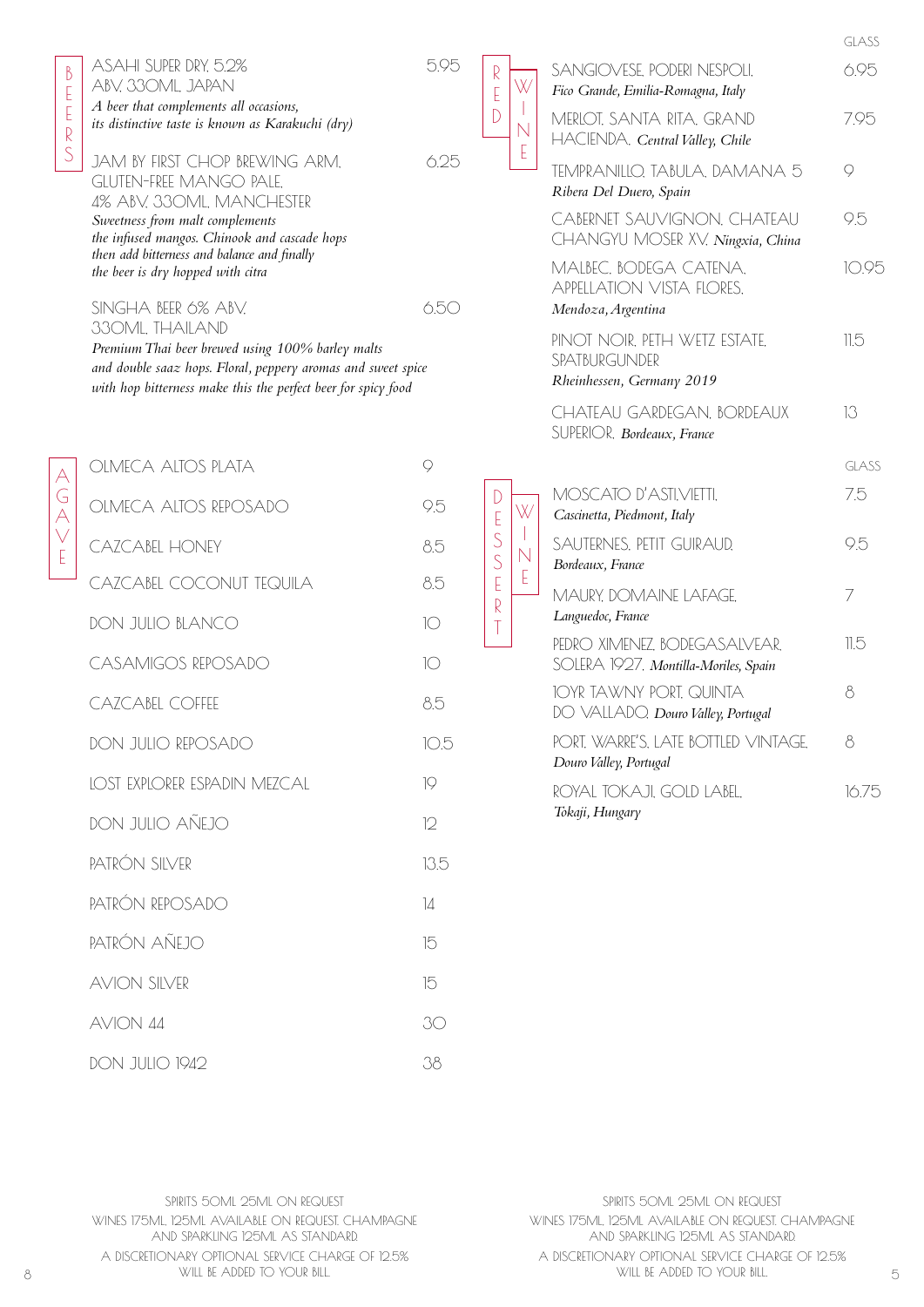## BEERS

**ASAHI SUPER DRY. 5.2% ABV. 330ML. JAPAN** — 5.95
*A beer that complements all occasions, its distinctive taste is known as Karakuchi (dry)*

**JAM BY FIRST CHOP BREWING ARM. GLUTEN-FREE MANGO PALE. 4% ABV. 330ML. MANCHESTER** — 6.25
*Sweetness from malt complements the infused mangos. Chinook and cascade hops then add bitterness and balance and finally the beer is dry hopped with citra*

**SINGHA BEER 6% ABV. 330ML. THAILAND** — 6.50
*Premium Thai beer brewed using 100% barley malts and double saaz hops. Floral, peppery aromas and sweet spice with hop bitterness make this the perfect beer for spicy food*

## AGAVE

| | |
|---|---|
| OLMECA ALTOS PLATA | 9 |
| OLMECA ALTOS REPOSADO | 9.5 |
| CAZCABEL HONEY | 8.5 |
| CAZCABEL COCONUT TEQUILA | 8.5 |
| DON JULIO BLANCO | 10 |
| CASAMIGOS REPOSADO | 10 |
| CAZCABEL COFFEE | 8.5 |
| DON JULIO REPOSADO | 10.5 |
| LOST EXPLORER ESPADIN MEZCAL | 19 |
| DON JULIO AÑEJO | 12 |
| PATRÓN SILVER | 13.5 |
| PATRÓN REPOSADO | 14 |
| PATRÓN AÑEJO | 15 |
| AVION SILVER | 15 |
| AVION 44 | 30 |
| DON JULIO 1942 | 38 |

SPIRITS 50ML. 25ML ON REQUEST
WINES 175ML. 125ML AVAILABLE ON REQUEST. CHAMPAGNE AND SPARKLING 125ML AS STANDARD.
A DISCRETIONARY OPTIONAL SERVICE CHARGE OF 12.5% WILL BE ADDED TO YOUR BILL.

## RED WINE

| | GLASS |
|---|---|
| SANGIOVESE. PODERI NESPOLI. *Fico Grande, Emilia-Romagna, Italy* | 6.95 |
| MERLOT. SANTA RITA. GRAND HACIENDA. *Central Valley, Chile* | 7.95 |
| TEMPRANILLO. TABULA. DAMANA 5 *Ribera Del Duero, Spain* | 9 |
| CABERNET SAUVIGNON. CHATEAU CHANGYU MOSER XV. *Ningxia, China* | 9.5 |
| MALBEC. BODEGA CATENA. APPELLATION VISTA FLORES. *Mendoza, Argentina* | 10.95 |
| PINOT NOIR. PETH WETZ ESTATE. SPATBURGUNDER *Rheinhessen, Germany 2019* | 11.5 |
| CHATEAU GARDEGAN. BORDEAUX SUPERIOR. *Bordeaux, France* | 13 |

## DESSERT WINE

| | GLASS |
|---|---|
| MOSCATO D'ASTI.VIETTI. *Cascinetta, Piedmont, Italy* | 7.5 |
| SAUTERNES. PETIT GUIRAUD. *Bordeaux, France* | 9.5 |
| MAURY. DOMAINE LAFAGE. *Languedoc, France* | 7 |
| PEDRO XIMENEZ. BODEGASALVEAR. SOLERA 1927. *Montilla-Moriles, Spain* | 11.5 |
| 10YR TAWNY PORT. QUINTA DO VALLADO. *Douro Valley, Portugal* | 8 |
| PORT. WARRE'S. LATE BOTTLED VINTAGE. *Douro Valley, Portugal* | 8 |
| ROYAL TOKAJI. GOLD LABEL. *Tokaji, Hungary* | 16.75 |

SPIRITS 50ML. 25ML ON REQUEST
WINES 175ML. 125ML AVAILABLE ON REQUEST. CHAMPAGNE AND SPARKLING 125ML AS STANDARD.
A DISCRETIONARY OPTIONAL SERVICE CHARGE OF 12.5% WILL BE ADDED TO YOUR BILL.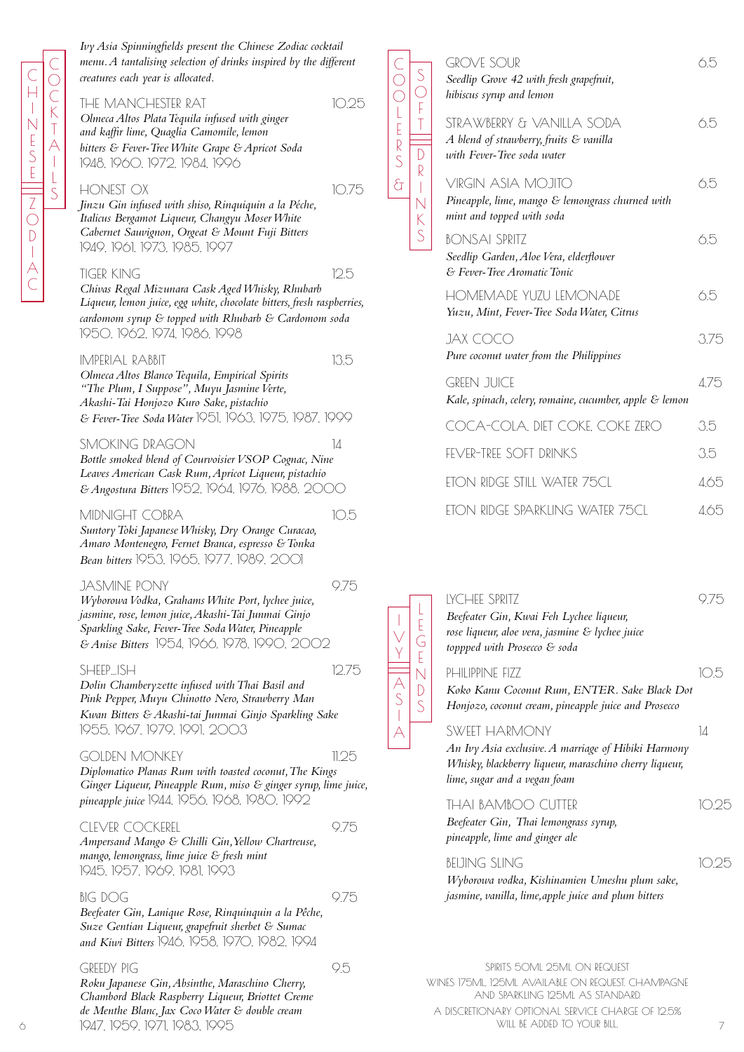# Chinese Zodiac Cocktails

*Ivy Asia Spinningfields present the Chinese Zodiac cocktail menu. A tantalising selection of drinks inspired by the different creatures each year is allocated.*

### THE MANCHESTER RAT — 10.25
*Olmeca Altos Plata Tequila infused with ginger and kaffir lime, Quaglia Camomile, lemon bitters & Fever-Tree White Grape & Apricot Soda*
1948, 1960, 1972, 1984, 1996

### HONEST OX — 10.75
*Jinzu Gin infused with shiso, Rinquiquin a la Péche, Italicus Bergamot Liqueur, Changyu Moser White Cabernet Sauvignon, Orgeat & Mount Fuji Bitters*
1949, 1961, 1973, 1985, 1997

### TIGER KING — 12.5
*Chivas Regal Mizunara Cask Aged Whisky, Rhubarb Liqueur, lemon juice, egg white, chocolate bitters, fresh raspberries, cardomom syrup & topped with Rhubarb & Cardomom soda*
1950, 1962, 1974, 1986, 1998

### IMPERIAL RABBIT — 13.5
*Olmeca Altos Blanco Tequila, Empirical Spirits "The Plum, I Suppose", Muyu Jasmine Verte, Akashi-Tai Honjozo Kuro Sake, pistachio & Fever-Tree Soda Water* 1951, 1963, 1975, 1987, 1999

### SMOKING DRAGON — 14
*Bottle smoked blend of Courvoisier VSOP Cognac, Nine Leaves American Cask Rum, Apricot Liqueur, pistachio & Angostura Bitters* 1952, 1964, 1976, 1988, 2000

### MIDNIGHT COBRA — 10.5
*Suntory Toki Japanese Whisky, Dry Orange Curacao, Amaro Montenegro, Fernet Branca, espresso & Tonka Bean bitters* 1953, 1965, 1977, 1989, 2001

### JASMINE PONY — 9.75
*Wyborowa Vodka, Grahams White Port, lychee juice, jasmine, rose, lemon juice, Akashi-Tai Junmai Ginjo Sparkling Sake, Fever-Tree Soda Water, Pineapple & Anise Bitters* 1954, 1966, 1978, 1990, 2002

### SHEEP...ISH — 12.75
*Dolin Chamberyzette infused with Thai Basil and Pink Pepper, Muyu Chinotto Nero, Strawberry Man Kwan Bitters & Akashi-tai Junmai Ginjo Sparkling Sake*
1955, 1967, 1979, 1991, 2003

### GOLDEN MONKEY — 11.25
*Diplomatico Planas Rum with toasted coconut, The Kings Ginger Liqueur, Pineapple Rum, miso & ginger syrup, lime juice, pineapple juice* 1944, 1956, 1968, 1980, 1992

### CLEVER COCKEREL — 9.75
*Ampersand Mango & Chilli Gin, Yellow Chartreuse, mango, lemongrass, lime juice & fresh mint*
1945, 1957, 1969, 1981, 1993

### BIG DOG — 9.75
*Beefeater Gin, Lanique Rose, Rinquinquin a la Pêche, Suze Gentian Liqueur, grapefruit sherbet & Sumac and Kiwi Bitters* 1946, 1958, 1970, 1982, 1994

### GREEDY PIG — 9.5
*Roku Japanese Gin, Absinthe, Maraschino Cherry, Chambord Black Raspberry Liqueur, Briottet Creme de Menthe Blanc, Jax Coco Water & double cream*
1947, 1959, 1971, 1983, 1995

# Coolers & Soft Drinks

### GROVE SOUR — 6.5
*Seedlip Grove 42 with fresh grapefruit, hibiscus syrup and lemon*

### STRAWBERRY & VANILLA SODA — 6.5
*A blend of strawberry, fruits & vanilla with Fever-Tree soda water*

### VIRGIN ASIA MOJITO — 6.5
*Pineapple, lime, mango & lemongrass churned with mint and topped with soda*

### BONSAI SPRITZ — 6.5
*Seedlip Garden, Aloe Vera, elderflower & Fever-Tree Aromatic Tonic*

### HOMEMADE YUZU LEMONADE — 6.5
*Yuzu, Mint, Fever-Tree Soda Water, Citrus*

### JAX COCO — 3.75
*Pure coconut water from the Philippines*

### GREEN JUICE — 4.75
*Kale, spinach, celery, romaine, cucumber, apple & lemon*

### COCA-COLA, DIET COKE, COKE ZERO — 3.5

### FEVER-TREE SOFT DRINKS — 3.5

### ETON RIDGE STILL WATER 75CL — 4.65

### ETON RIDGE SPARKLING WATER 75CL — 4.65

# Ivy Asia Legends

### LYCHEE SPRITZ — 9.75
*Beefeater Gin, Kwai Feh Lychee liqueur, rose liqueur, aloe vera, jasmine & lychee juice toppped with Prosecco & soda*

### PHILIPPINE FIZZ — 10.5
*Koko Kanu Coconut Rum, ENTER. Sake Black Dot Honjozo, coconut cream, pineapple juice and Prosecco*

### SWEET HARMONY — 14
*An Ivy Asia exclusive. A marriage of Hibiki Harmony Whisky, blackberry liqueur, maraschino cherry liqueur, lime, sugar and a vegan foam*

### THAI BAMBOO CUTTER — 10.25
*Beefeater Gin, Thai lemongrass syrup, pineapple, lime and ginger ale*

### BEIJING SLING — 10.25
*Wyborowa vodka, Kishinamien Umeshu plum sake, jasmine, vanilla, lime, apple juice and plum bitters*

SPIRITS 50ML 25ML ON REQUEST
WINES 175ML. 125ML AVAILABLE ON REQUEST. CHAMPAGNE AND SPARKLING 125ML AS STANDARD.
A DISCRETIONARY OPTIONAL SERVICE CHARGE OF 12.5% WILL BE ADDED TO YOUR BILL.